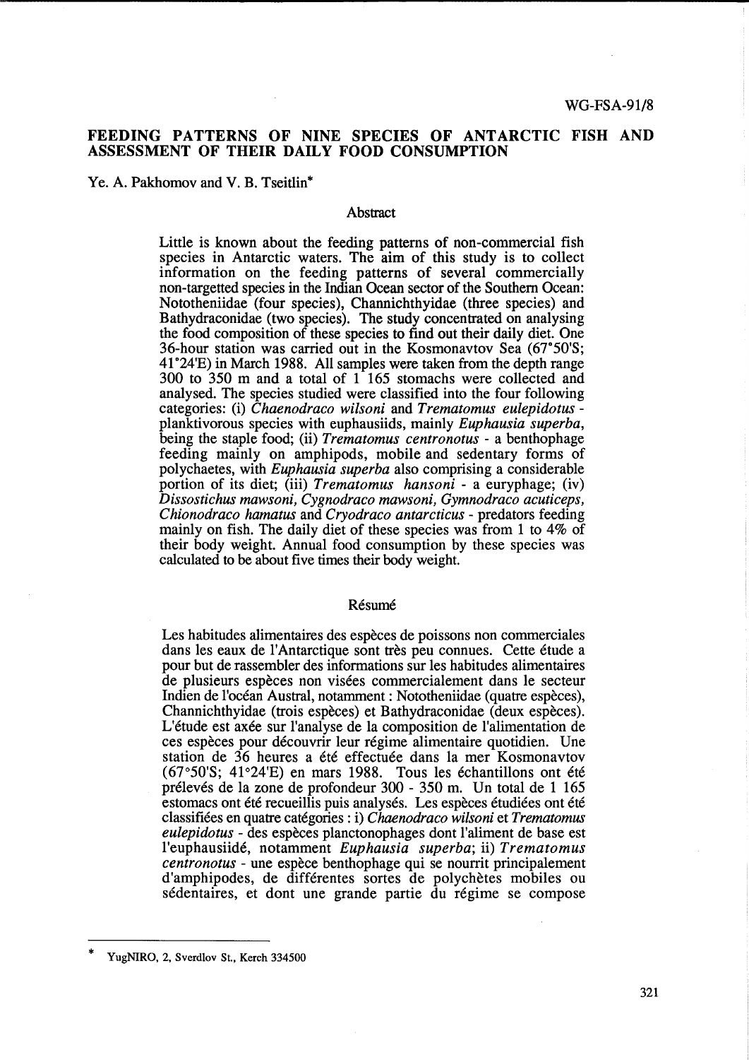WG-FSA-91/8

# FEEDING PATTERNS OF NINE SPECIES OF ANTARCTIC FISH AND ASSESSMENT OF THEIR DAILY FOOD CONSUMPTION

Ye. A. Pakhomov and V. B. Tseitlin*

## Abstract

Little is known about the feeding patterns of non-commercial fish species in Antarctic waters. The aim of this study is to collect information on the feeding patterns of several commercially non-targetted species in the Indian Ocean sector of the Southern Ocean: Nototheniidae (four species), Channichthyidae (three species) and Bathydraconidae (two species). The study concentrated on analysing the food composition of these species to find out their daily diet. One 36-hour station was carried out in the Kosmonavtov Sea (67°50'S; 41°24'E) in March 1988. All samples were taken from the depth range 300 to 350 m and a total of 1 165 stomachs were collected and analysed. The species studied were classified into the four following categories: (i) *Chaenodraco wilsoni* and *Trematomus eulepidotus* - planktivorous species with euphausiids, mainly *Euphausia superba*, being the staple food; (ii) *Trematomus centronotus* - a benthophage feeding mainly on amphipods, mobile and sedentary forms of polychaetes, with *Euphausia superba* also comprising a considerable portion of its diet; (iii) *Trematomus hansoni* - a euryphage; (iv) *Dissostichus mawsoni, Cygnodraco mawsoni, Gymnodraco acuticeps, Chionodraco hamatus* and *Cryodraco antarcticus* - predators feeding mainly on fish. The daily diet of these species was from 1 to 4% of their body weight. Annual food consumption by these species was calculated to be about five times their body weight.

## Résumé

Les habitudes alimentaires des espèces de poissons non commerciales dans les eaux de l'Antarctique sont très peu connues. Cette étude a pour but de rassembler des informations sur les habitudes alimentaires de plusieurs espèces non visées commercialement dans le secteur Indien de l'océan Austral, notamment : Nototheniidae (quatre espèces), Channichthyidae (trois espèces) et Bathydraconidae (deux espèces). L'étude est axée sur l'analyse de la composition de l'alimentation de ces espèces pour découvrir leur régime alimentaire quotidien. Une station de 36 heures a été effectuée dans la mer Kosmonavtov (67°50'S; 41°24'E) en mars 1988. Tous les échantillons ont été prélevés de la zone de profondeur 300 - 350 m. Un total de 1 165 estomacs ont été recueillis puis analysés. Les espèces étudiées ont été classifiées en quatre catégories : i) *Chaenodraco wilsoni* et *Trematomus eulepidotus* - des espèces planctonophages dont l'aliment de base est l'euphausiidé, notamment *Euphausia superba*; ii) *Trematomus centronotus* - une espèce benthophage qui se nourrit principalement d'amphipodes, de différentes sortes de polychètes mobiles ou sédentaires, et dont une grande partie du régime se compose

---

\* YugNIRO, 2, Sverdlov St., Kerch 334500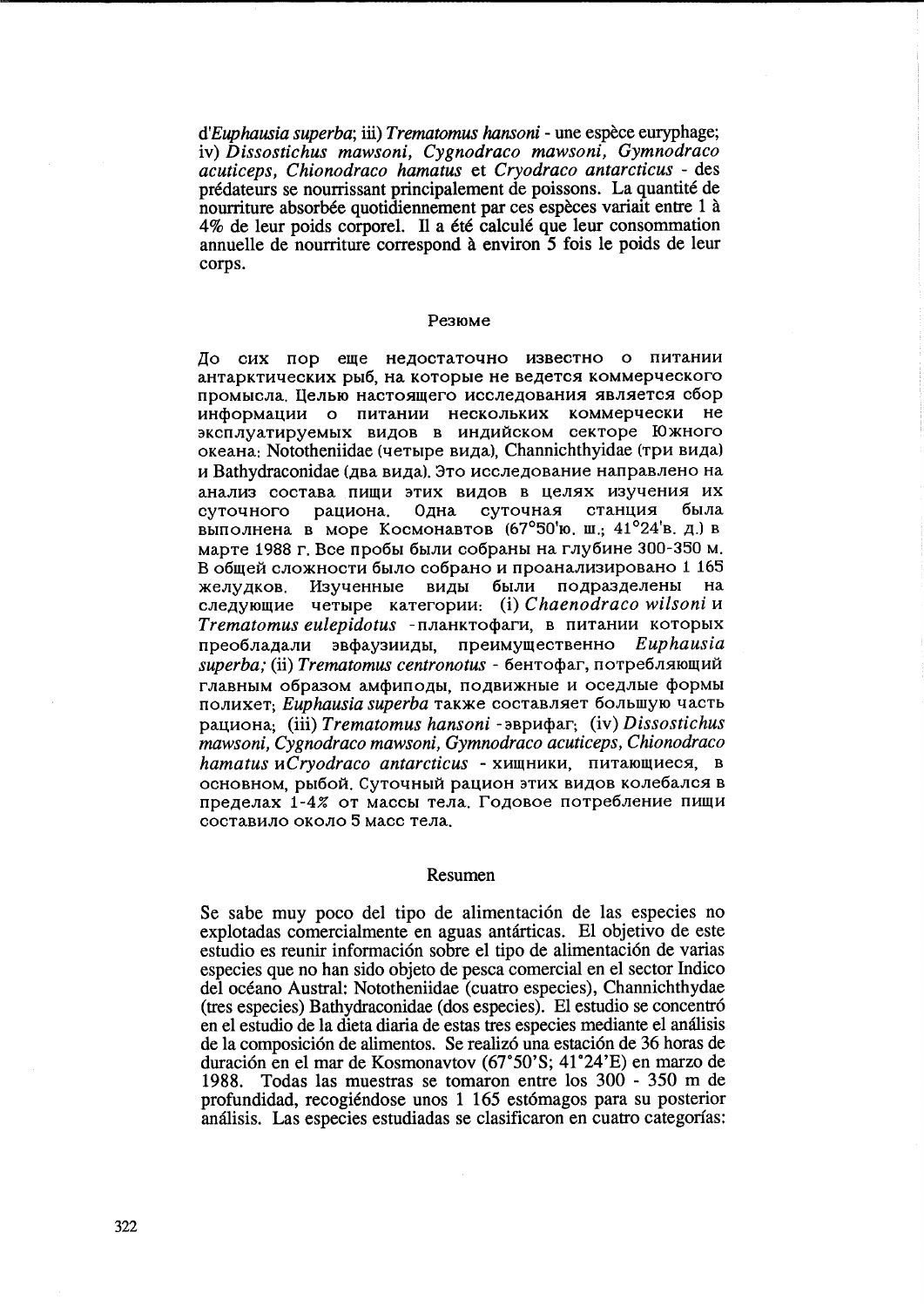d'*Euphausia superba*; iii) *Trematomus hansoni* - une espèce euryphage; iv) *Dissostichus mawsoni, Cygnodraco mawsoni, Gymnodraco acuticeps, Chionodraco hamatus* et *Cryodraco antarcticus* - des prédateurs se nourrissant principalement de poissons. La quantité de nourriture absorbée quotidiennement par ces espèces variait entre 1 à 4% de leur poids corporel. Il a été calculé que leur consommation annuelle de nourriture correspond à environ 5 fois le poids de leur corps.

## Резюме

До сих пор еще недостаточно известно о питании антарктических рыб, на которые не ведется коммерческого промысла. Целью настоящего исследования является сбор информации о питании нескольких коммерчески не эксплуатируемых видов в индийском секторе Южного океана: Nototheniidae (четыре вида), Channichthyidae (три вида) и Bathydraconidae (два вида). Это исследование направлено на анализ состава пищи этих видов в целях изучения их суточного рациона. Одна суточная станция была выполнена в море Космонавтов (67°50'ю. ш.; 41°24'в. д.) в марте 1988 г. Все пробы были собраны на глубине 300-350 м. В общей сложности было собрано и проанализировано 1 165 желудков. Изученные виды были подразделены на следующие четыре категории: (i) *Chaenodraco wilsoni* и *Trematomus eulepidotus* - планктофаги, в питании которых преобладали эвфаузииды, преимущественно *Euphausia superba;* (ii) *Trematomus centronotus* - бентофаг, потребляющий главным образом амфиподы, подвижные и оседлые формы полихет; *Euphausia superba* также составляет большую часть рациона; (iii) *Trematomus hansoni* - эврифаг; (iv) *Dissostichus mawsoni, Cygnodraco mawsoni, Gymnodraco acuticeps, Chionodraco hamatus* и*Cryodraco antarcticus* - хищники, питающиеся, в основном, рыбой. Суточный рацион этих видов колебался в пределах 1-4% от массы тела. Годовое потребление пищи составило около 5 масс тела.

## Resumen

Se sabe muy poco del tipo de alimentación de las especies no explotadas comercialmente en aguas antárticas. El objetivo de este estudio es reunir información sobre el tipo de alimentación de varias especies que no han sido objeto de pesca comercial en el sector Indico del océano Austral: Nototheniidae (cuatro especies), Channichthydae (tres especies) Bathydraconidae (dos especies). El estudio se concentró en el estudio de la dieta diaria de estas tres especies mediante el análisis de la composición de alimentos. Se realizó una estación de 36 horas de duración en el mar de Kosmonavtov (67°50'S; 41°24'E) en marzo de 1988. Todas las muestras se tomaron entre los 300 - 350 m de profundidad, recogiéndose unos 1 165 estómagos para su posterior análisis. Las especies estudiadas se clasificaron en cuatro categorías: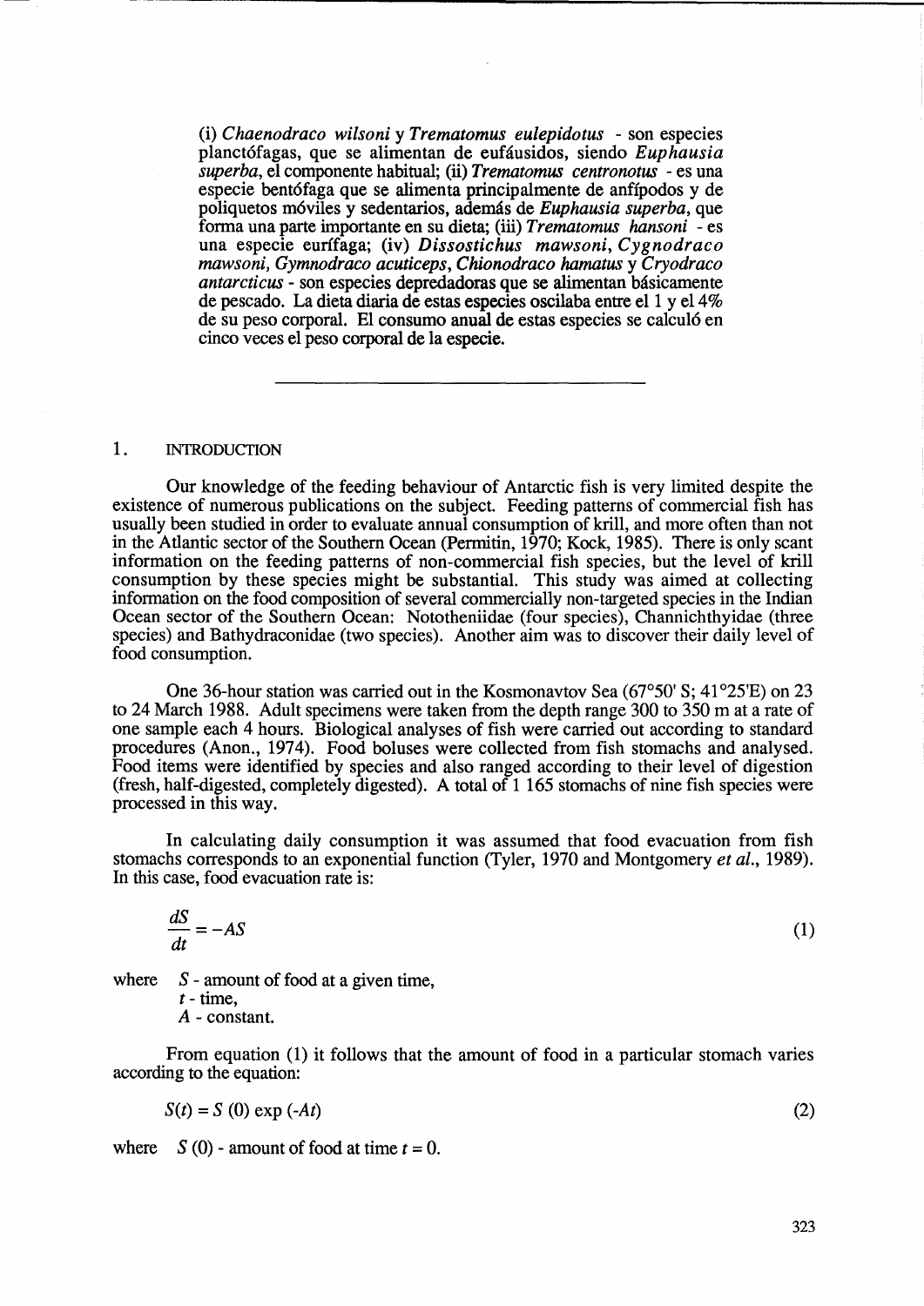(i) *Chaenodraco wilsoni* y *Trematomus eulepidotus* - son especies planctófagas, que se alimentan de eufáusidos, siendo *Euphausia superba*, el componente habitual; (ii) *Trematomus centronotus* - es una especie bentófaga que se alimenta principalmente de anfípodos y de poliquetos móviles y sedentarios, además de *Euphausia superba*, que forma una parte importante en su dieta; (iii) *Trematomus hansoni* - es una especie eurífaga; (iv) *Dissostichus mawsoni, Cygnodraco mawsoni, Gymnodraco acuticeps, Chionodraco hamatus* y *Cryodraco antarcticus* - son especies depredadoras que se alimentan básicamente de pescado. La dieta diaria de estas especies oscilaba entre el 1 y el 4% de su peso corporal. El consumo anual de estas especies se calculó en cinco veces el peso corporal de la especie.

---

## 1. INTRODUCTION

Our knowledge of the feeding behaviour of Antarctic fish is very limited despite the existence of numerous publications on the subject. Feeding patterns of commercial fish has usually been studied in order to evaluate annual consumption of krill, and more often than not in the Atlantic sector of the Southern Ocean (Permitin, 1970; Kock, 1985). There is only scant information on the feeding patterns of non-commercial fish species, but the level of krill consumption by these species might be substantial. This study was aimed at collecting information on the food composition of several commercially non-targeted species in the Indian Ocean sector of the Southern Ocean: Nototheniidae (four species), Channichthyidae (three species) and Bathydraconidae (two species). Another aim was to discover their daily level of food consumption.

One 36-hour station was carried out in the Kosmonavtov Sea (67°50' S; 41°25'E) on 23 to 24 March 1988. Adult specimens were taken from the depth range 300 to 350 m at a rate of one sample each 4 hours. Biological analyses of fish were carried out according to standard procedures (Anon., 1974). Food boluses were collected from fish stomachs and analysed. Food items were identified by species and also ranged according to their level of digestion (fresh, half-digested, completely digested). A total of 1 165 stomachs of nine fish species were processed in this way.

In calculating daily consumption it was assumed that food evacuation from fish stomachs corresponds to an exponential function (Tyler, 1970 and Montgomery *et al.*, 1989). In this case, food evacuation rate is:

$$\frac{dS}{dt} = -AS \tag{1}$$

where $S$ - amount of food at a given time,
$t$ - time,
$A$ - constant.

From equation (1) it follows that the amount of food in a particular stomach varies according to the equation:

$$S(t) = S\,(0)\,\exp\,(-At) \tag{2}$$

where $S\,(0)$ - amount of food at time $t = 0$.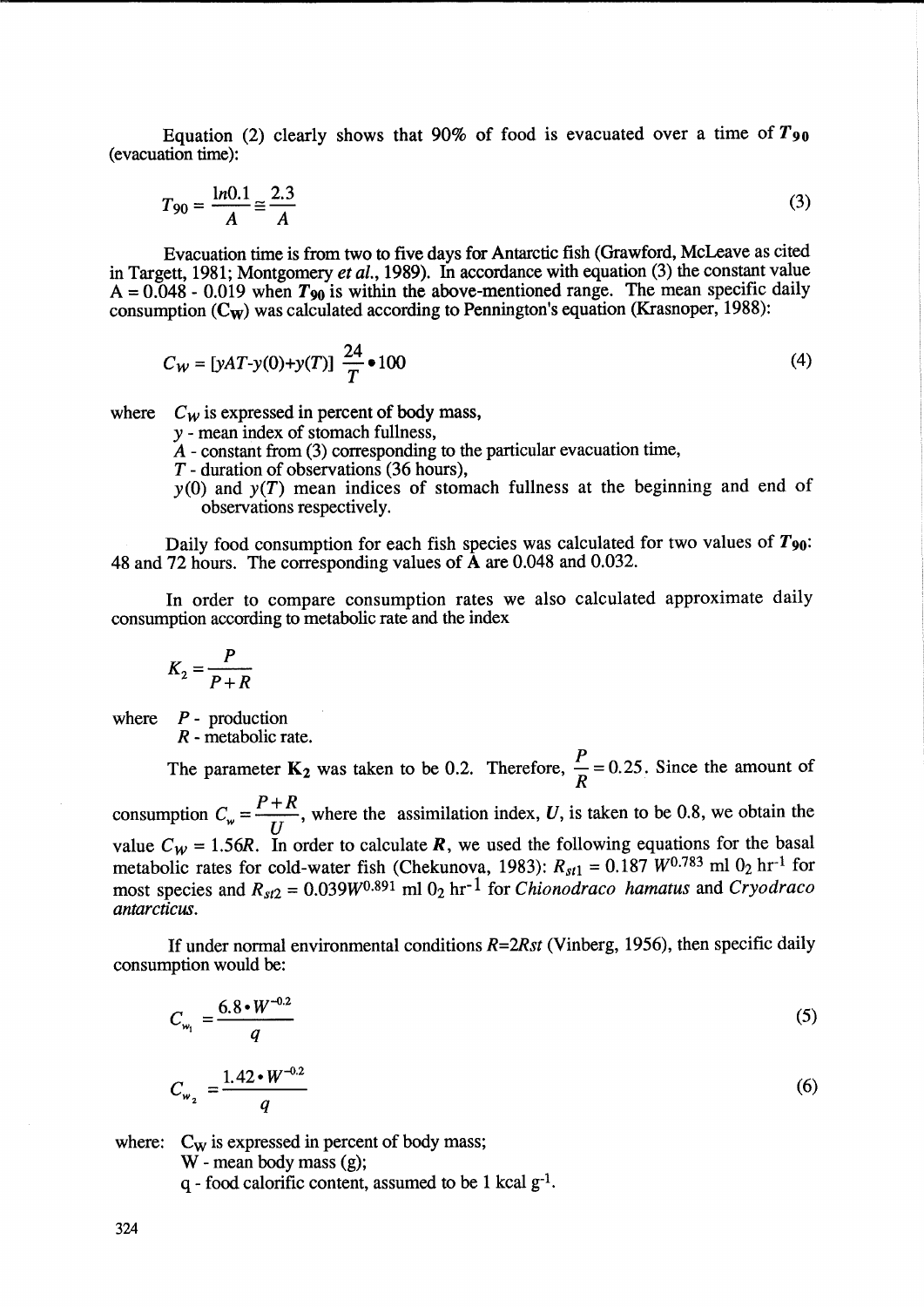Equation (2) clearly shows that 90% of food is evacuated over a time of $T_{90}$ (evacuation time):

$$T_{90} = \frac{ln0.1}{A} \cong \frac{2.3}{A} \quad (3)$$

Evacuation time is from two to five days for Antarctic fish (Grawford, McLeave as cited in Targett, 1981; Montgomery *et al.*, 1989). In accordance with equation (3) the constant value A = 0.048 - 0.019 when $T_{90}$ is within the above-mentioned range. The mean specific daily consumption ($C_W$) was calculated according to Pennington's equation (Krasnoper, 1988):

$$C_W = [yAT\text{-}y(0)+y(T)] \frac{24}{T} \bullet 100 \quad (4)$$

where $C_W$ is expressed in percent of body mass,
y - mean index of stomach fullness,
A - constant from (3) corresponding to the particular evacuation time,
T - duration of observations (36 hours),
y(0) and y(T) mean indices of stomach fullness at the beginning and end of observations respectively.

Daily food consumption for each fish species was calculated for two values of $T_{90}$: 48 and 72 hours. The corresponding values of A are 0.048 and 0.032.

In order to compare consumption rates we also calculated approximate daily consumption according to metabolic rate and the index

$$K_2 = \frac{P}{P+R}$$

where P - production
R - metabolic rate.

The parameter $K_2$ was taken to be 0.2. Therefore, $\frac{P}{R} = 0.25$. Since the amount of consumption $C_w = \frac{P+R}{U}$, where the assimilation index, U, is taken to be 0.8, we obtain the value $C_W = 1.56R$. In order to calculate **R**, we used the following equations for the basal metabolic rates for cold-water fish (Chekunova, 1983): $R_{st1} = 0.187\ W^{0.783}$ ml $O_2$ $hr^{-1}$ for most species and $R_{st2} = 0.039W^{0.891}$ ml $O_2$ $hr^{-1}$ for *Chionodraco hamatus* and *Cryodraco antarcticus*.

If under normal environmental conditions R=2Rst (Vinberg, 1956), then specific daily consumption would be:

$$C_{w_1} = \frac{6.8 \bullet W^{-0.2}}{q} \quad (5)$$

$$C_{w_2} = \frac{1.42 \bullet W^{-0.2}}{q} \quad (6)$$

where: $C_W$ is expressed in percent of body mass;
W - mean body mass (g);
q - food calorific content, assumed to be 1 kcal $g^{-1}$.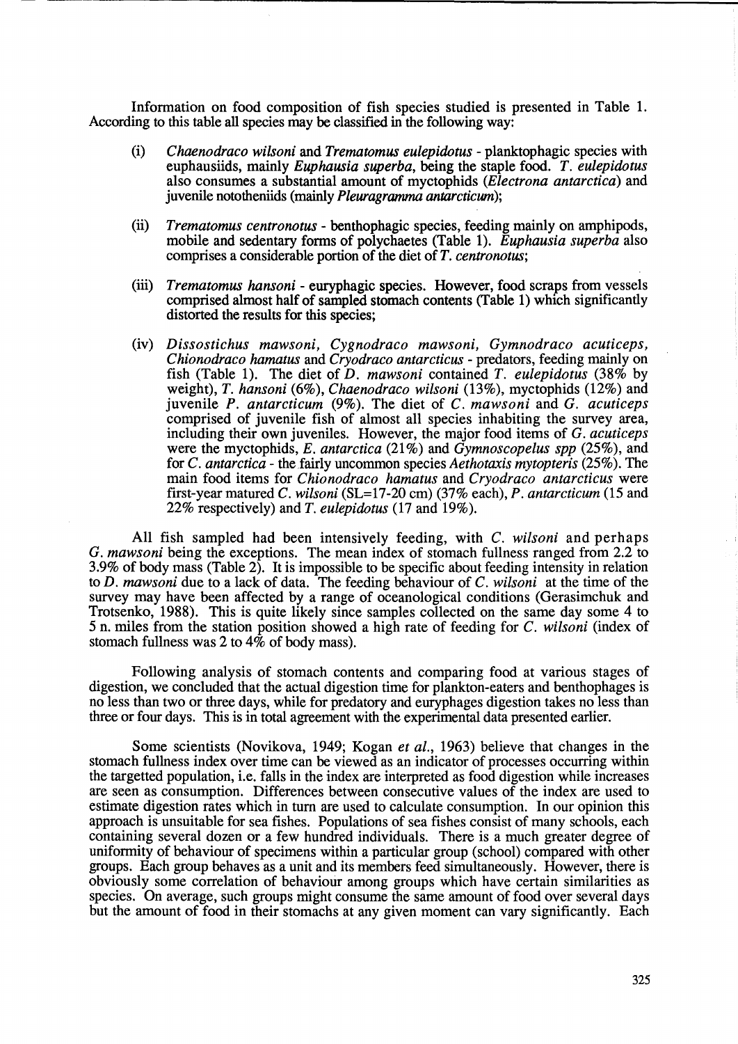Information on food composition of fish species studied is presented in Table 1. According to this table all species may be classified in the following way:

(i) *Chaenodraco wilsoni* and *Trematomus eulepidotus* - planktophagic species with euphausiids, mainly *Euphausia superba*, being the staple food. *T. eulepidotus* also consumes a substantial amount of myctophids (*Electrona antarctica*) and juvenile nototheniids (mainly *Pleuragramma antarcticum*);

(ii) *Trematomus centronotus* - benthophagic species, feeding mainly on amphipods, mobile and sedentary forms of polychaetes (Table 1). *Euphausia superba* also comprises a considerable portion of the diet of *T. centronotus*;

(iii) *Trematomus hansoni* - euryphagic species. However, food scraps from vessels comprised almost half of sampled stomach contents (Table 1) which significantly distorted the results for this species;

(iv) *Dissostichus mawsoni, Cygnodraco mawsoni, Gymnodraco acuticeps, Chionodraco hamatus* and *Cryodraco antarcticus* - predators, feeding mainly on fish (Table 1). The diet of *D. mawsoni* contained *T. eulepidotus* (38% by weight), *T. hansoni* (6%), *Chaenodraco wilsoni* (13%), myctophids (12%) and juvenile *P. antarcticum* (9%). The diet of *C. mawsoni* and *G. acuticeps* comprised of juvenile fish of almost all species inhabiting the survey area, including their own juveniles. However, the major food items of *G. acuticeps* were the myctophids, *E. antarctica* (21%) and *Gymnoscopelus spp* (25%), and for *C. antarctica* - the fairly uncommon species *Aethotaxis mytopteris* (25%). The main food items for *Chionodraco hamatus* and *Cryodraco antarcticus* were first-year matured *C. wilsoni* (SL=17-20 cm) (37% each), *P. antarcticum* (15 and 22% respectively) and *T. eulepidotus* (17 and 19%).

All fish sampled had been intensively feeding, with *C. wilsoni* and perhaps *G. mawsoni* being the exceptions. The mean index of stomach fullness ranged from 2.2 to 3.9% of body mass (Table 2). It is impossible to be specific about feeding intensity in relation to *D. mawsoni* due to a lack of data. The feeding behaviour of *C. wilsoni* at the time of the survey may have been affected by a range of oceanological conditions (Gerasimchuk and Trotsenko, 1988). This is quite likely since samples collected on the same day some 4 to 5 n. miles from the station position showed a high rate of feeding for *C. wilsoni* (index of stomach fullness was 2 to 4% of body mass).

Following analysis of stomach contents and comparing food at various stages of digestion, we concluded that the actual digestion time for plankton-eaters and benthophages is no less than two or three days, while for predatory and euryphages digestion takes no less than three or four days. This is in total agreement with the experimental data presented earlier.

Some scientists (Novikova, 1949; Kogan *et al.*, 1963) believe that changes in the stomach fullness index over time can be viewed as an indicator of processes occurring within the targetted population, i.e. falls in the index are interpreted as food digestion while increases are seen as consumption. Differences between consecutive values of the index are used to estimate digestion rates which in turn are used to calculate consumption. In our opinion this approach is unsuitable for sea fishes. Populations of sea fishes consist of many schools, each containing several dozen or a few hundred individuals. There is a much greater degree of uniformity of behaviour of specimens within a particular group (school) compared with other groups. Each group behaves as a unit and its members feed simultaneously. However, there is obviously some correlation of behaviour among groups which have certain similarities as species. On average, such groups might consume the same amount of food over several days but the amount of food in their stomachs at any given moment can vary significantly. Each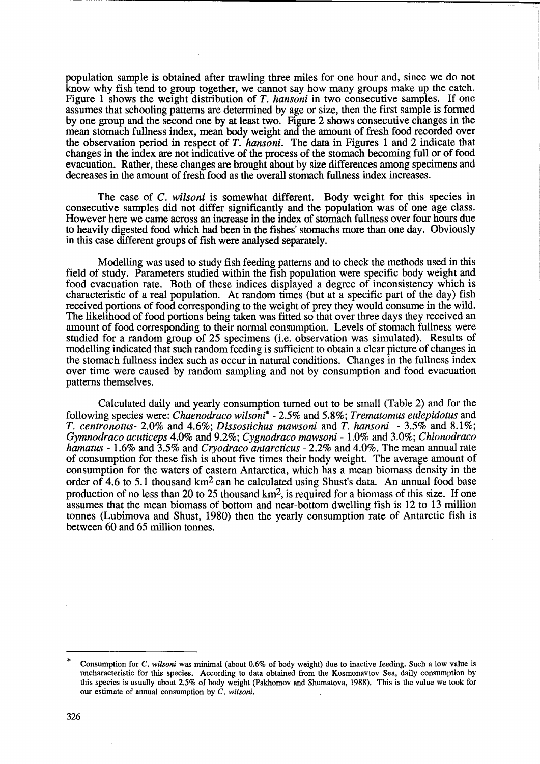population sample is obtained after trawling three miles for one hour and, since we do not know why fish tend to group together, we cannot say how many groups make up the catch. Figure 1 shows the weight distribution of *T. hansoni* in two consecutive samples. If one assumes that schooling patterns are determined by age or size, then the first sample is formed by one group and the second one by at least two. Figure 2 shows consecutive changes in the mean stomach fullness index, mean body weight and the amount of fresh food recorded over the observation period in respect of *T. hansoni*. The data in Figures 1 and 2 indicate that changes in the index are not indicative of the process of the stomach becoming full or of food evacuation. Rather, these changes are brought about by size differences among specimens and decreases in the amount of fresh food as the overall stomach fullness index increases.

The case of *C. wilsoni* is somewhat different. Body weight for this species in consecutive samples did not differ significantly and the population was of one age class. However here we came across an increase in the index of stomach fullness over four hours due to heavily digested food which had been in the fishes' stomachs more than one day. Obviously in this case different groups of fish were analysed separately.

Modelling was used to study fish feeding patterns and to check the methods used in this field of study. Parameters studied within the fish population were specific body weight and food evacuation rate. Both of these indices displayed a degree of inconsistency which is characteristic of a real population. At random times (but at a specific part of the day) fish received portions of food corresponding to the weight of prey they would consume in the wild. The likelihood of food portions being taken was fitted so that over three days they received an amount of food corresponding to their normal consumption. Levels of stomach fullness were studied for a random group of 25 specimens (i.e. observation was simulated). Results of modelling indicated that such random feeding is sufficient to obtain a clear picture of changes in the stomach fullness index such as occur in natural conditions. Changes in the fullness index over time were caused by random sampling and not by consumption and food evacuation patterns themselves.

Calculated daily and yearly consumption turned out to be small (Table 2) and for the following species were: *Chaenodraco wilsoni** - 2.5% and 5.8%; *Trematomus eulepidotus* and *T. centronotus*- 2.0% and 4.6%; *Dissostichus mawsoni* and *T. hansoni* - 3.5% and 8.1%; *Gymnodraco acuticeps* 4.0% and 9.2%; *Cygnodraco mawsoni* - 1.0% and 3.0%; *Chionodraco hamatus* - 1.6% and 3.5% and *Cryodraco antarcticus* - 2.2% and 4.0%. The mean annual rate of consumption for these fish is about five times their body weight. The average amount of consumption for the waters of eastern Antarctica, which has a mean biomass density in the order of 4.6 to 5.1 thousand km$^2$ can be calculated using Shust's data. An annual food base production of no less than 20 to 25 thousand km$^2$, is required for a biomass of this size. If one assumes that the mean biomass of bottom and near-bottom dwelling fish is 12 to 13 million tonnes (Lubimova and Shust, 1980) then the yearly consumption rate of Antarctic fish is between 60 and 65 million tonnes.

---

\* Consumption for *C. wilsoni* was minimal (about 0.6% of body weight) due to inactive feeding. Such a low value is uncharacteristic for this species. According to data obtained from the Kosmonavtov Sea, daily consumption by this species is usually about 2.5% of body weight (Pakhomov and Shumatova, 1988). This is the value we took for our estimate of annual consumption by *C. wilsoni*.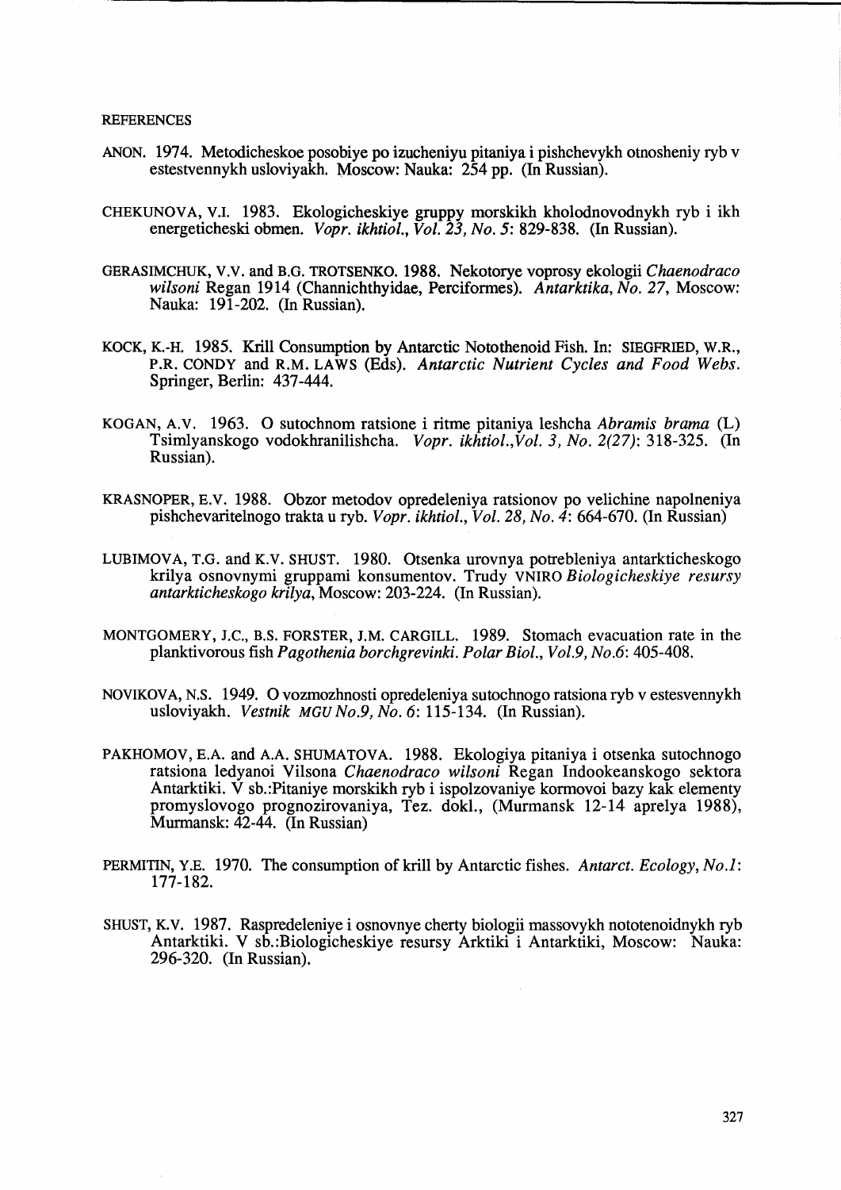## REFERENCES

ANON. 1974. Metodicheskoe posobiye po izucheniyu pitaniya i pishchevykh otnosheniy ryb v estestvennykh usloviyakh. Moscow: Nauka: 254 pp. (In Russian).

CHEKUNOVA, V.I. 1983. Ekologicheskiye gruppy morskikh kholodnovodnykh ryb i ikh energeticheski obmen. *Vopr. ikhtiol., Vol. 23, No. 5*: 829-838. (In Russian).

GERASIMCHUK, V.V. and B.G. TROTSENKO. 1988. Nekotorye voprosy ekologii *Chaenodraco wilsoni* Regan 1914 (Channichthyidae, Perciformes). *Antarktika, No. 27*, Moscow: Nauka: 191-202. (In Russian).

KOCK, K.-H. 1985. Krill Consumption by Antarctic Notothenoid Fish. In: SIEGFRIED, W.R., P.R. CONDY and R.M. LAWS (Eds). *Antarctic Nutrient Cycles and Food Webs*. Springer, Berlin: 437-444.

KOGAN, A.V. 1963. O sutochnom ratsione i ritme pitaniya leshcha *Abramis brama* (L) Tsimlyanskogo vodokhranilishcha. *Vopr. ikhtiol.,Vol. 3, No. 2(27)*: 318-325. (In Russian).

KRASNOPER, E.V. 1988. Obzor metodov opredeleniya ratsionov po velichine napolneniya pishchevaritelnogo trakta u ryb. *Vopr. ikhtiol., Vol. 28, No. 4*: 664-670. (In Russian)

LUBIMOVA, T.G. and K.V. SHUST. 1980. Otsenka urovnya potrebleniya antarkticheskogo krilya osnovnymi gruppami konsumentov. Trudy VNIRO *Biologicheskiye resursy antarkticheskogo krilya*, Moscow: 203-224. (In Russian).

MONTGOMERY, J.C., B.S. FORSTER, J.M. CARGILL. 1989. Stomach evacuation rate in the planktivorous fish *Pagothenia borchgrevinki*. *Polar Biol., Vol.9, No.6*: 405-408.

NOVIKOVA, N.S. 1949. O vozmozhnosti opredeleniya sutochnogo ratsiona ryb v estesvennykh usloviyakh. *Vestnik MGU No.9, No. 6*: 115-134. (In Russian).

PAKHOMOV, E.A. and A.A. SHUMATOVA. 1988. Ekologiya pitaniya i otsenka sutochnogo ratsiona ledyanoi Vilsona *Chaenodraco wilsoni* Regan Indookeanskogo sektora Antarktiki. V sb.:Pitaniye morskikh ryb i ispolzovaniye kormovoi bazy kak elementy promyslovogo prognozirovaniya, Tez. dokl., (Murmansk 12-14 aprelya 1988), Murmansk: 42-44. (In Russian)

PERMITIN, Y.E. 1970. The consumption of krill by Antarctic fishes. *Antarct. Ecology, No.1*: 177-182.

SHUST, K.V. 1987. Raspredeleniye i osnovnye cherty biologii massovykh nototenoidnykh ryb Antarktiki. V sb.:Biologicheskiye resursy Arktiki i Antarktiki, Moscow: Nauka: 296-320. (In Russian).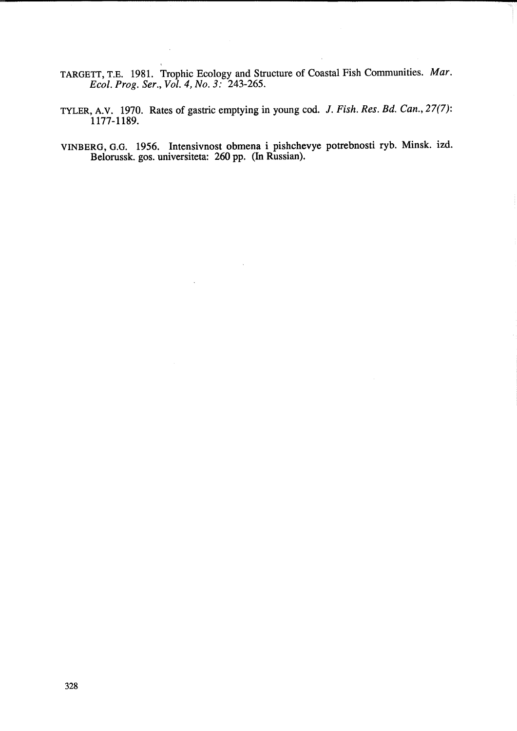TARGETT, T.E. 1981. Trophic Ecology and Structure of Coastal Fish Communities. *Mar. Ecol. Prog. Ser., Vol. 4, No. 3:* 243-265.

TYLER, A.V. 1970. Rates of gastric emptying in young cod. *J. Fish. Res. Bd. Can., 27(7)*: 1177-1189.

VINBERG, G.G. 1956. Intensivnost obmena i pishchevye potrebnosti ryb. Minsk. izd. Belorussk. gos. universiteta: 260 pp. (In Russian).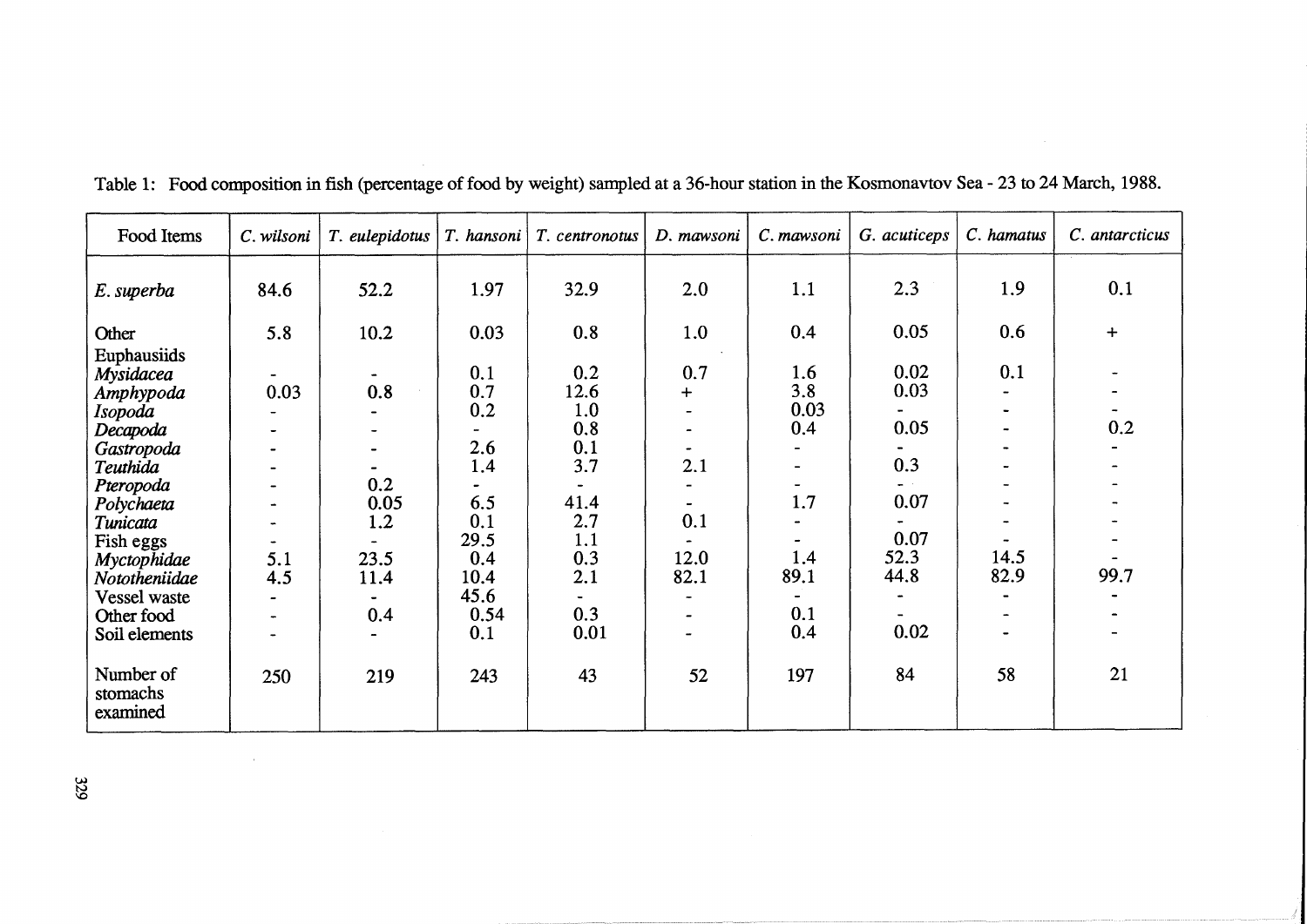Table 1: Food composition in fish (percentage of food by weight) sampled at a 36-hour station in the Kosmonavtov Sea - 23 to 24 March, 1988.

| Food Items | *C. wilsoni* | *T. eulepidotus* | *T. hansoni* | *T. centronotus* | *D. mawsoni* | *C. mawsoni* | *G. acuticeps* | *C. hamatus* | *C. antarcticus* |
|---|---|---|---|---|---|---|---|---|---|
| *E. superba* | 84.6 | 52.2 | 1.97 | 32.9 | 2.0 | 1.1 | 2.3 | 1.9 | 0.1 |
| Other Euphausiids | 5.8 | 10.2 | 0.03 | 0.8 | 1.0 | 0.4 | 0.05 | 0.6 | + |
| *Mysidacea* | - | - | 0.1 | 0.2 | 0.7 | 1.6 | 0.02 | 0.1 | - |
| *Amphypoda* | 0.03 | 0.8 | 0.7 | 12.6 | + | 3.8 | 0.03 | - | - |
| *Isopoda* | - | - | 0.2 | 1.0 | - | 0.03 | - | - | - |
| *Decapoda* | - | - | - | 0.8 | - | 0.4 | 0.05 | - | 0.2 |
| *Gastropoda* | - | - | 2.6 | 0.1 | - | - | - | - | - |
| *Teuthida* | - | - | 1.4 | 3.7 | 2.1 | - | 0.3 | - | - |
| *Pteropoda* | - | 0.2 | - | - | - | - | - | - | - |
| *Polychaeta* | - | 0.05 | 6.5 | 41.4 | - | 1.7 | 0.07 | - | - |
| *Tunicata* | - | 1.2 | 0.1 | 2.7 | 0.1 | - | - | - | - |
| Fish eggs | - | - | 29.5 | 1.1 | - | - | 0.07 | - | - |
| *Myctophidae* | 5.1 | 23.5 | 0.4 | 0.3 | 12.0 | 1.4 | 52.3 | 14.5 | - |
| *Nototheniidae* | 4.5 | 11.4 | 10.4 | 2.1 | 82.1 | 89.1 | 44.8 | 82.9 | 99.7 |
| Vessel waste | - | - | 45.6 | - | - | - | - | - | - |
| Other food | - | 0.4 | 0.54 | 0.3 | - | 0.1 | - | - | - |
| Soil elements | - | - | 0.1 | 0.01 | - | 0.4 | 0.02 | - | - |
| Number of stomachs examined | 250 | 219 | 243 | 43 | 52 | 197 | 84 | 58 | 21 |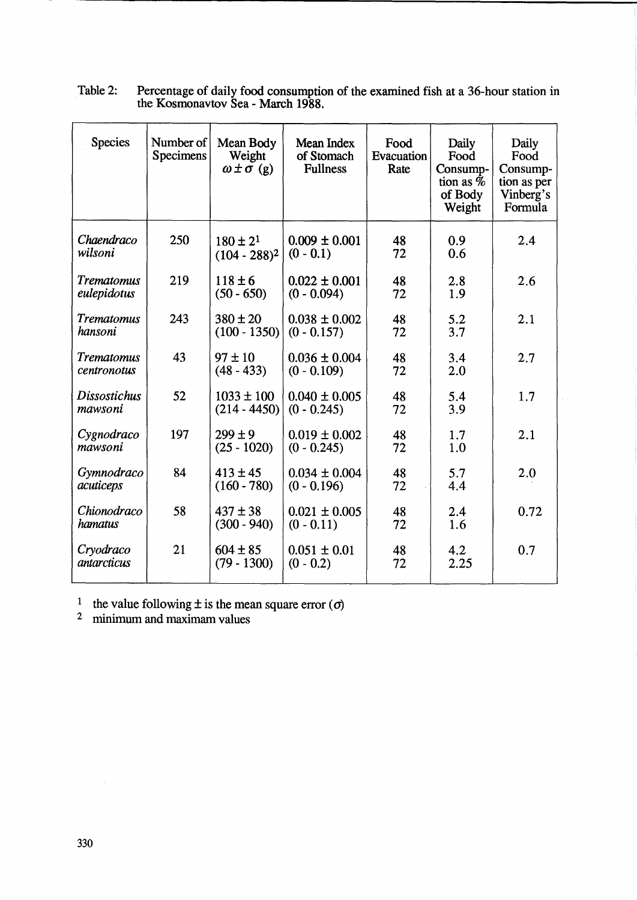Table 2: Percentage of daily food consumption of the examined fish at a 36-hour station in the Kosmonavtov Sea - March 1988.

| Species | Number of Specimens | Mean Body Weight $\omega \pm \sigma$ (g) | Mean Index of Stomach Fullness | Food Evacuation Rate | Daily Food Consumption as % of Body Weight | Daily Food Consumption as per Vinberg's Formula |
|---|---|---|---|---|---|---|
| *Chaendraco wilsoni* | 250 | 180 ± 2[1] (104 - 288)[2] | 0.009 ± 0.001 (0 - 0.1) | 48 72 | 0.9 0.6 | 2.4 |
| *Trematomus eulepidotus* | 219 | 118 ± 6 (50 - 650) | 0.022 ± 0.001 (0 - 0.094) | 48 72 | 2.8 1.9 | 2.6 |
| *Trematomus hansoni* | 243 | 380 ± 20 (100 - 1350) | 0.038 ± 0.002 (0 - 0.157) | 48 72 | 5.2 3.7 | 2.1 |
| *Trematomus centronotus* | 43 | 97 ± 10 (48 - 433) | 0.036 ± 0.004 (0 - 0.109) | 48 72 | 3.4 2.0 | 2.7 |
| *Dissostichus mawsoni* | 52 | 1033 ± 100 (214 - 4450) | 0.040 ± 0.005 (0 - 0.245) | 48 72 | 5.4 3.9 | 1.7 |
| *Cygnodraco mawsoni* | 197 | 299 ± 9 (25 - 1020) | 0.019 ± 0.002 (0 - 0.245) | 48 72 | 1.7 1.0 | 2.1 |
| *Gymnodraco acuticeps* | 84 | 413 ± 45 (160 - 780) | 0.034 ± 0.004 (0 - 0.196) | 48 72 | 5.7 4.4 | 2.0 |
| *Chionodraco hamatus* | 58 | 437 ± 38 (300 - 940) | 0.021 ± 0.005 (0 - 0.11) | 48 72 | 2.4 1.6 | 0.72 |
| *Cryodraco antarcticus* | 21 | 604 ± 85 (79 - 1300) | 0.051 ± 0.01 (0 - 0.2) | 48 72 | 4.2 2.25 | 0.7 |

[1] the value following ± is the mean square error ($\sigma$)

[2] minimum and maximam values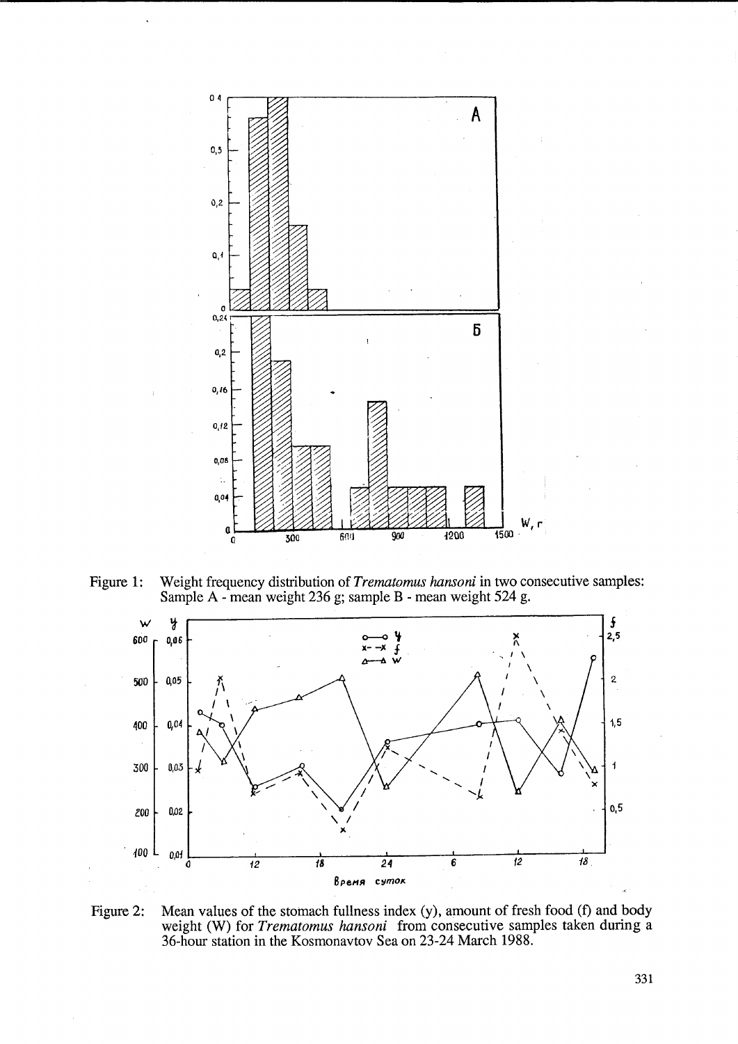Figure 1: Weight frequency distribution of *Trematomus hansoni* in two consecutive samples: Sample A - mean weight 236 g; sample B - mean weight 524 g.

Figure 2: Mean values of the stomach fullness index (y), amount of fresh food (f) and body weight (W) for *Trematomus hansoni* from consecutive samples taken during a 36-hour station in the Kosmonavtov Sea on 23-24 March 1988.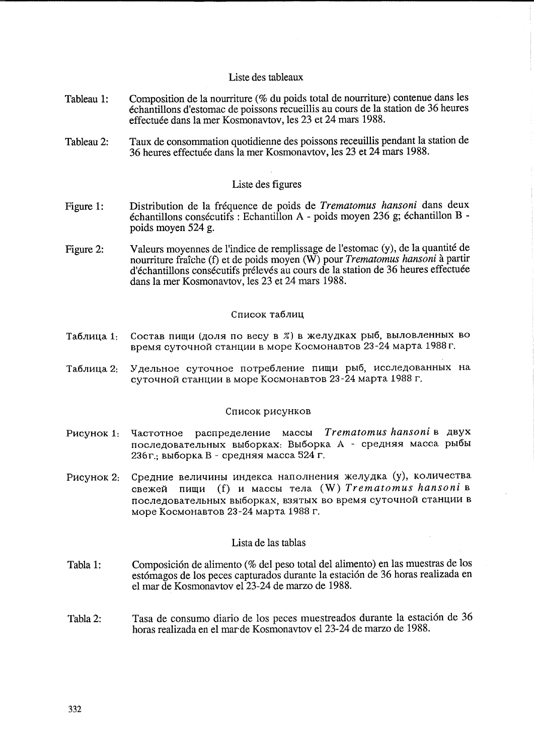## Liste des tableaux

Tableau 1: Composition de la nourriture (% du poids total de nourriture) contenue dans les échantillons d'estomac de poissons recueillis au cours de la station de 36 heures effectuée dans la mer Kosmonavtov, les 23 et 24 mars 1988.

Tableau 2: Taux de consommation quotidienne des poissons receuillis pendant la station de 36 heures effectuée dans la mer Kosmonavtov, les 23 et 24 mars 1988.

## Liste des figures

Figure 1: Distribution de la fréquence de poids de *Trematomus hansoni* dans deux échantillons consécutifs : Echantillon A - poids moyen 236 g; échantillon B - poids moyen 524 g.

Figure 2: Valeurs moyennes de l'indice de remplissage de l'estomac (y), de la quantité de nourriture fraîche (f) et de poids moyen (W) pour *Trematomus hansoni* à partir d'échantillons consécutifs prélevés au cours de la station de 36 heures effectuée dans la mer Kosmonavtov, les 23 et 24 mars 1988.

## Список таблиц

Таблица 1: Состав пищи (доля по весу в %) в желудках рыб, выловленных во время суточной станции в море Космонавтов 23-24 марта 1988 г.

Таблица 2: Удельное суточное потребление пищи рыб, исследованных на суточной станции в море Космонавтов 23-24 марта 1988 г.

## Список рисунков

Рисунок 1: Частотное распределение массы *Trematomus hansoni* в двух последовательных выборках: Выборка А - средняя масса рыбы 236г.; выборка В - средняя масса 524 г.

Рисунок 2: Средние величины индекса наполнения желудка (y), количества свежей пищи (f) и массы тела (W) *Trematomus hansoni* в последовательных выборках, взятых во время суточной станции в море Космонавтов 23-24 марта 1988 г.

## Lista de las tablas

Tabla 1: Composición de alimento (% del peso total del alimento) en las muestras de los estómagos de los peces capturados durante la estación de 36 horas realizada en el mar de Kosmonavtov el 23-24 de marzo de 1988.

Tabla 2: Tasa de consumo diario de los peces muestreados durante la estación de 36 horas realizada en el mar de Kosmonavtov el 23-24 de marzo de 1988.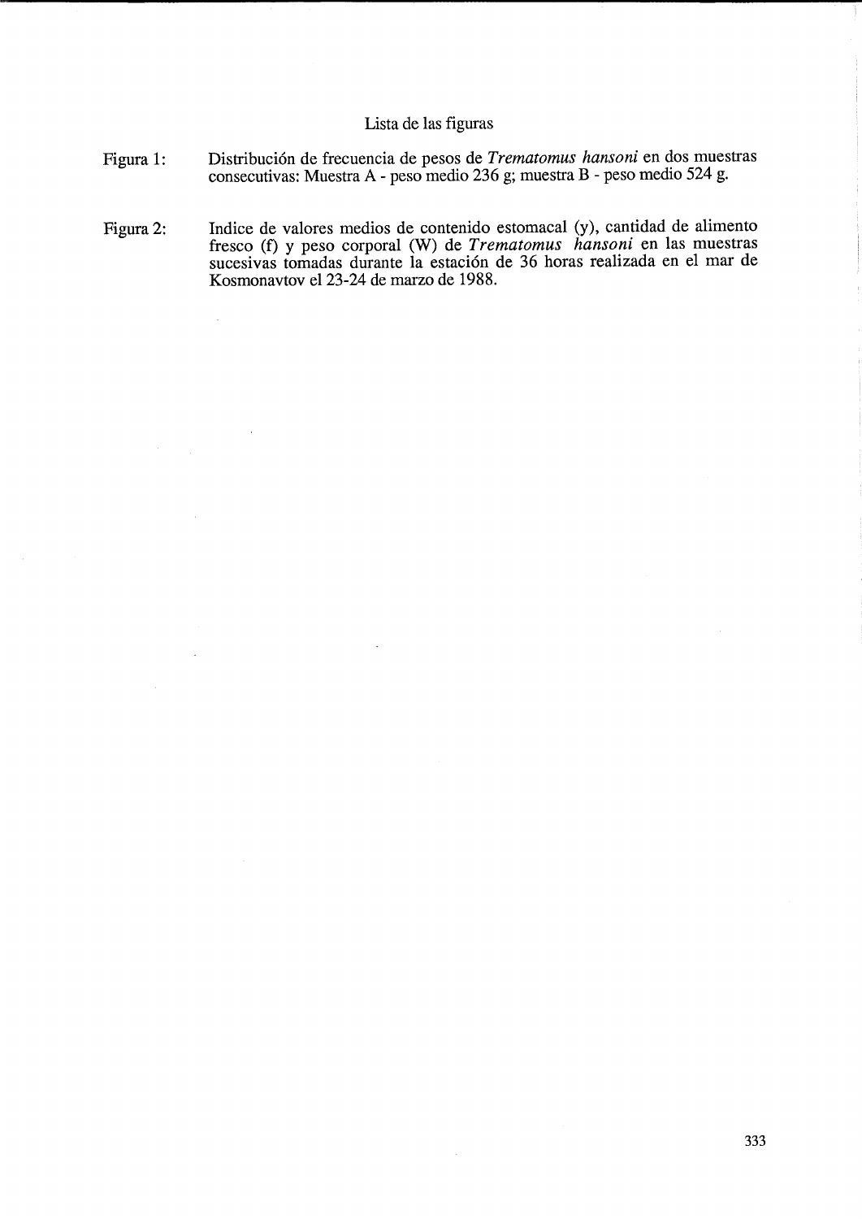# Lista de las figuras

Figura 1: Distribución de frecuencia de pesos de *Trematomus hansoni* en dos muestras consecutivas: Muestra A - peso medio 236 g; muestra B - peso medio 524 g.

Figura 2: Indice de valores medios de contenido estomacal (y), cantidad de alimento fresco (f) y peso corporal (W) de *Trematomus hansoni* en las muestras sucesivas tomadas durante la estación de 36 horas realizada en el mar de Kosmonavtov el 23-24 de marzo de 1988.